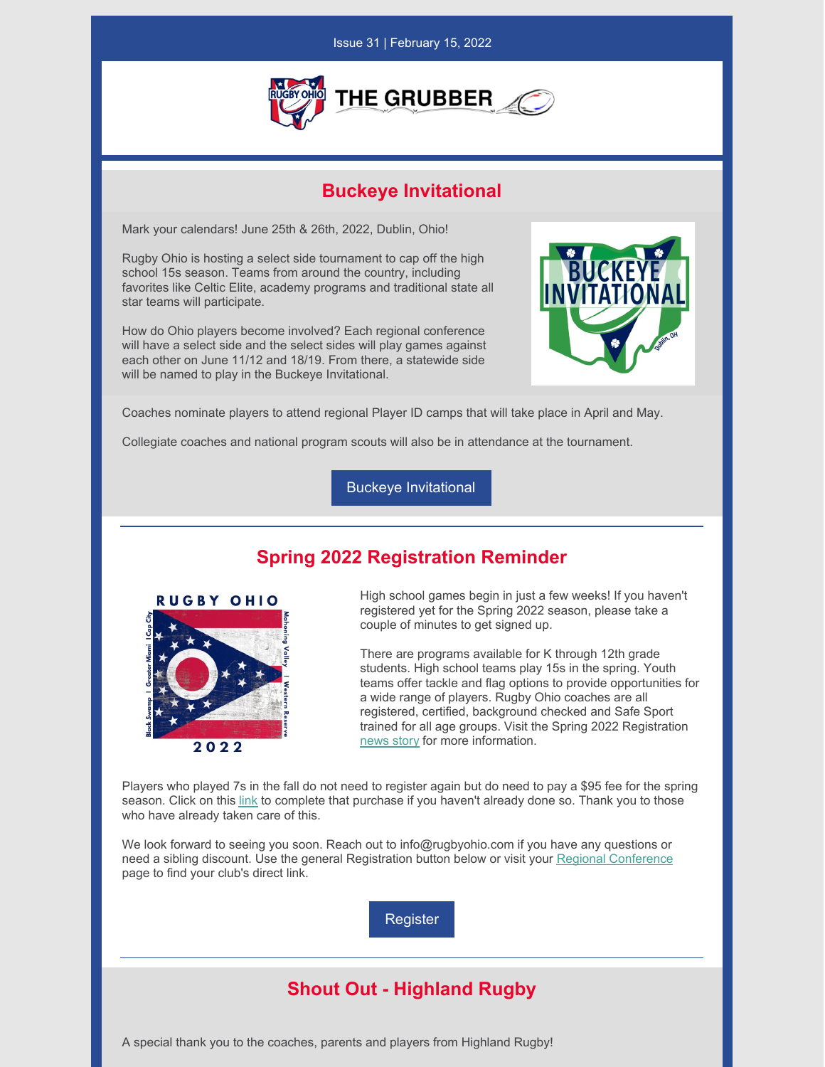Issue 31 | February 15, 2022

# THE GRUBBER

## Buckeye Invitational

Mark your calendars! June 25th & 26th, 2022, Dublin, Ohio!

Rugby Ohio is hosting a select side tournament to cap off the high school 15s season. Teams from around the country, including favorites like Celtic Elite, academy programs and traditional state all star teams will participate.

How do Ohio players become involved? Each regional conference will have a select side and the select sides will play games against each other on June 11/12 and 18/19. From there, a statewide side will be named to play in the Buckeye Invitational.

Coaches nominate players to attend regional Player ID camps that will take place in April and May.

Collegiate coaches and national program scouts will also be in attendance at the tournament.

Buckeye Invitational

---

## Spring 2022 Registration Reminder

High school games begin in just a few weeks! If you haven't registered yet for the Spring 2022 season, please take a couple of minutes to get signed up.

There are programs available for K through 12th grade students. High school teams play 15s in the spring. Youth teams offer tackle and flag options to provide opportunities for a wide range of players. Rugby Ohio coaches are all registered, certified, background checked and Safe Sport trained for all age groups. Visit the Spring 2022 Registration news story for more information.

Players who played 7s in the fall do not need to register again but do need to pay a $95 fee for the spring season. Click on this link to complete that purchase if you haven't already done so. Thank you to those who have already taken care of this.

We look forward to seeing you soon. Reach out to info@rugbyohio.com if you have any questions or need a sibling discount. Use the general Registration button below or visit your Regional Conference page to find your club's direct link.

Register

---

## Shout Out - Highland Rugby

A special thank you to the coaches, parents and players from Highland Rugby!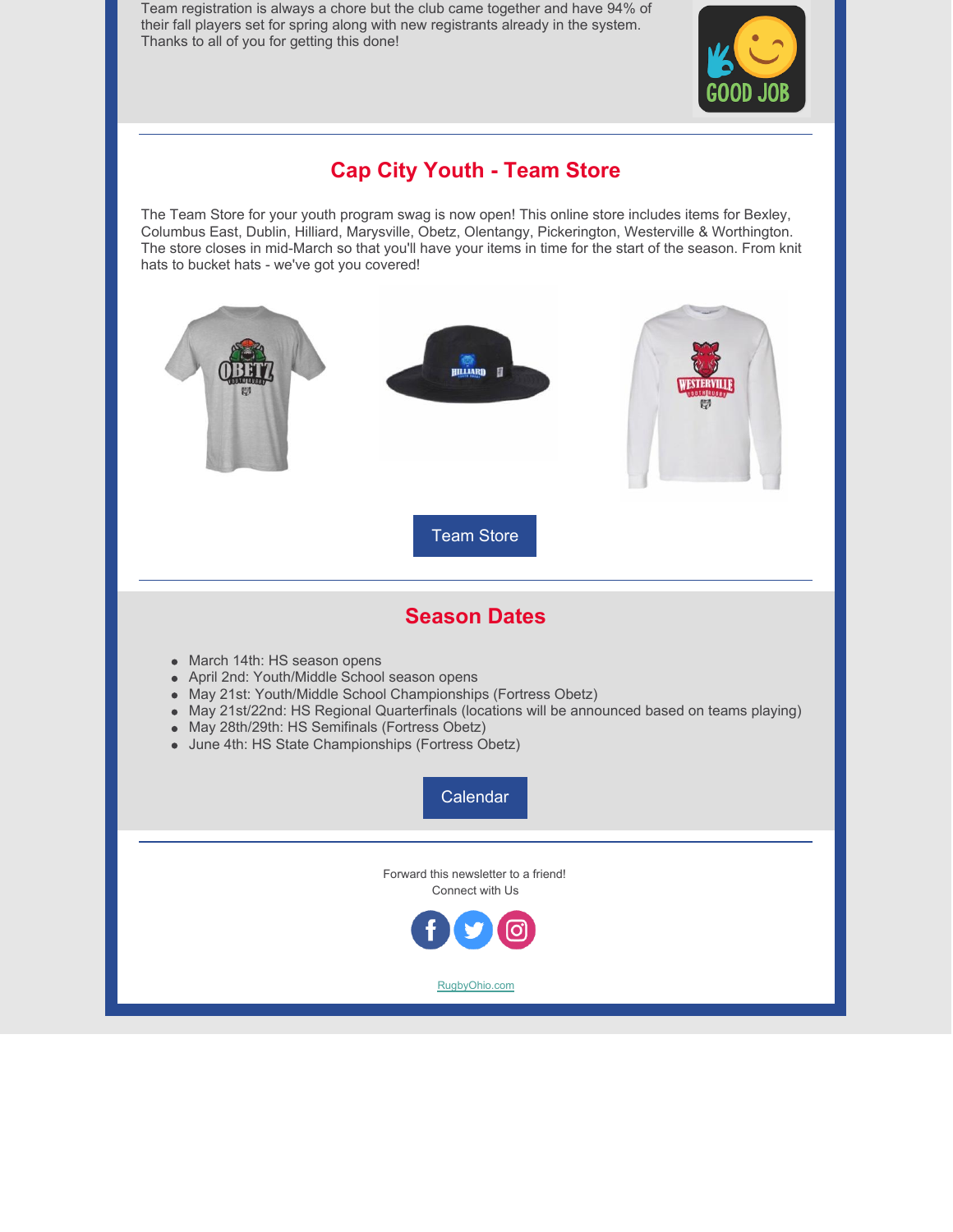Team registration is always a chore but the club came together and have 94% of their fall players set for spring along with new registrants already in the system. Thanks to all of you for getting this done!

## Cap City Youth - Team Store

The Team Store for your youth program swag is now open! This online store includes items for Bexley, Columbus East, Dublin, Hilliard, Marysville, Obetz, Olentangy, Pickerington, Westerville & Worthington. The store closes in mid-March so that you'll have your items in time for the start of the season. From knit hats to bucket hats - we've got you covered!

Team Store

## Season Dates

- March 14th: HS season opens
- April 2nd: Youth/Middle School season opens
- May 21st: Youth/Middle School Championships (Fortress Obetz)
- May 21st/22nd: HS Regional Quarterfinals (locations will be announced based on teams playing)
- May 28th/29th: HS Semifinals (Fortress Obetz)
- June 4th: HS State Championships (Fortress Obetz)

Calendar

Forward this newsletter to a friend!
Connect with Us

RugbyOhio.com